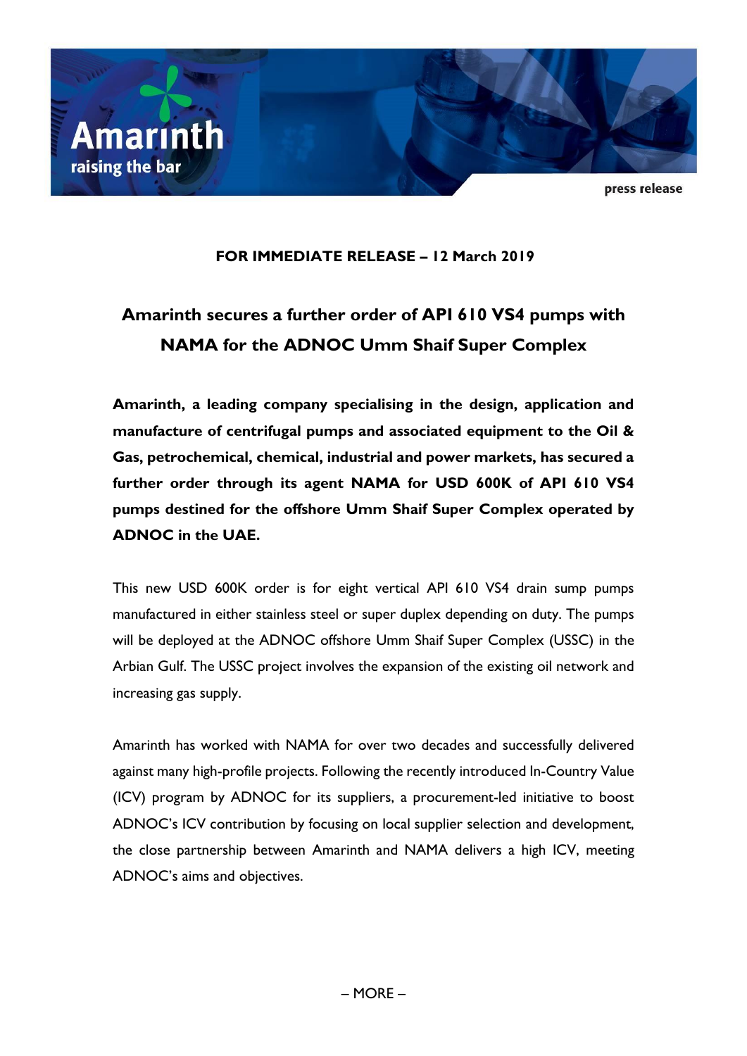**FOR IMMEDIATE RELEASE – 12 March 2019**

# Amarinth secures a further order of API 610 VS4 pumps with NAMA for the ADNOC Umm Shaif Super Complex

**Amarinth, a leading company specialising in the design, application and manufacture of centrifugal pumps and associated equipment to the Oil & Gas, petrochemical, chemical, industrial and power markets, has secured a further order through its agent NAMA for USD 600K of API 610 VS4 pumps destined for the offshore Umm Shaif Super Complex operated by ADNOC in the UAE.**

This new USD 600K order is for eight vertical API 610 VS4 drain sump pumps manufactured in either stainless steel or super duplex depending on duty. The pumps will be deployed at the ADNOC offshore Umm Shaif Super Complex (USSC) in the Arbian Gulf. The USSC project involves the expansion of the existing oil network and increasing gas supply.

Amarinth has worked with NAMA for over two decades and successfully delivered against many high-profile projects. Following the recently introduced In-Country Value (ICV) program by ADNOC for its suppliers, a procurement-led initiative to boost ADNOC's ICV contribution by focusing on local supplier selection and development, the close partnership between Amarinth and NAMA delivers a high ICV, meeting ADNOC's aims and objectives.

– MORE –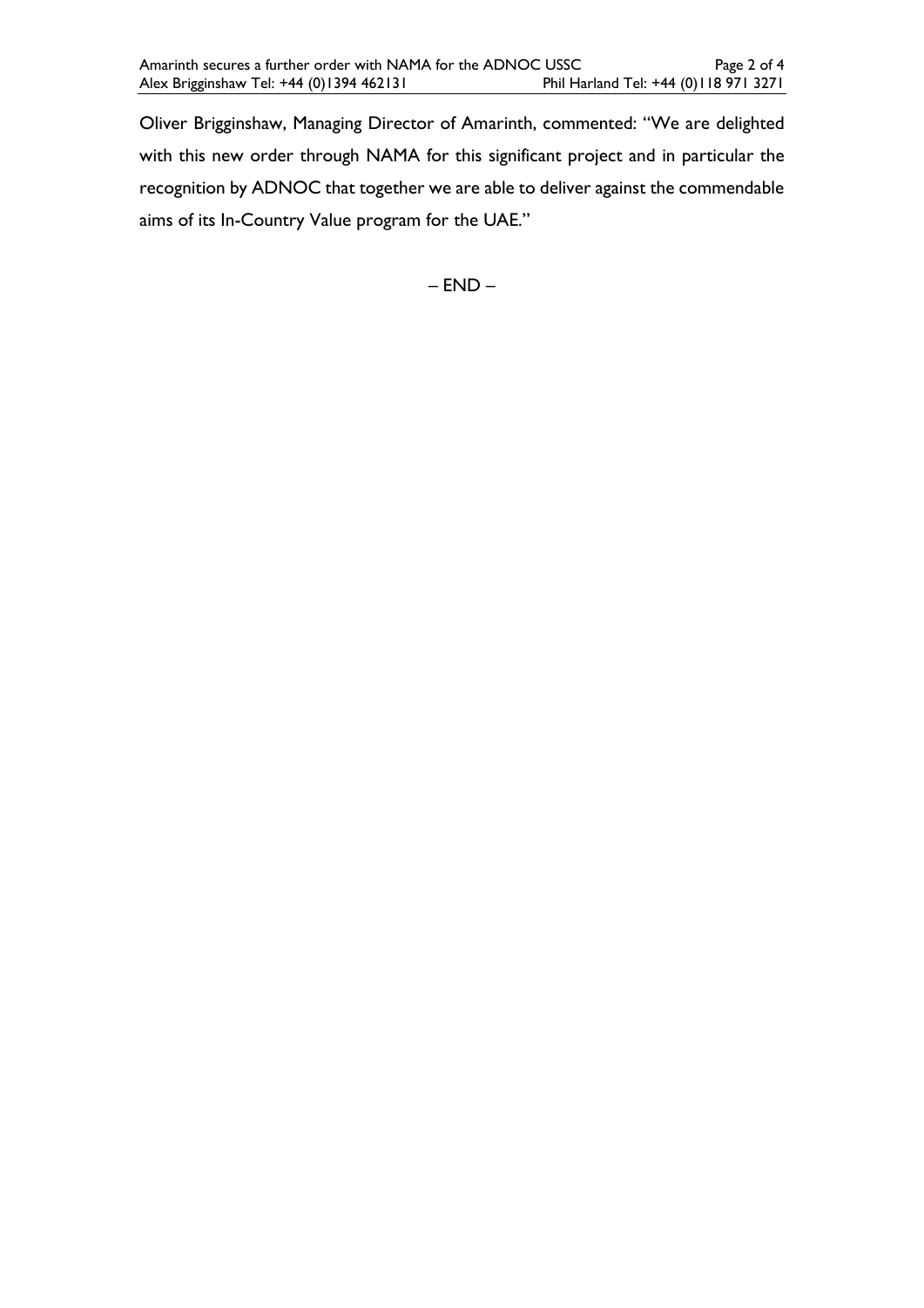Oliver Brigginshaw, Managing Director of Amarinth, commented: "We are delighted with this new order through NAMA for this significant project and in particular the recognition by ADNOC that together we are able to deliver against the commendable aims of its In-Country Value program for the UAE."

– END –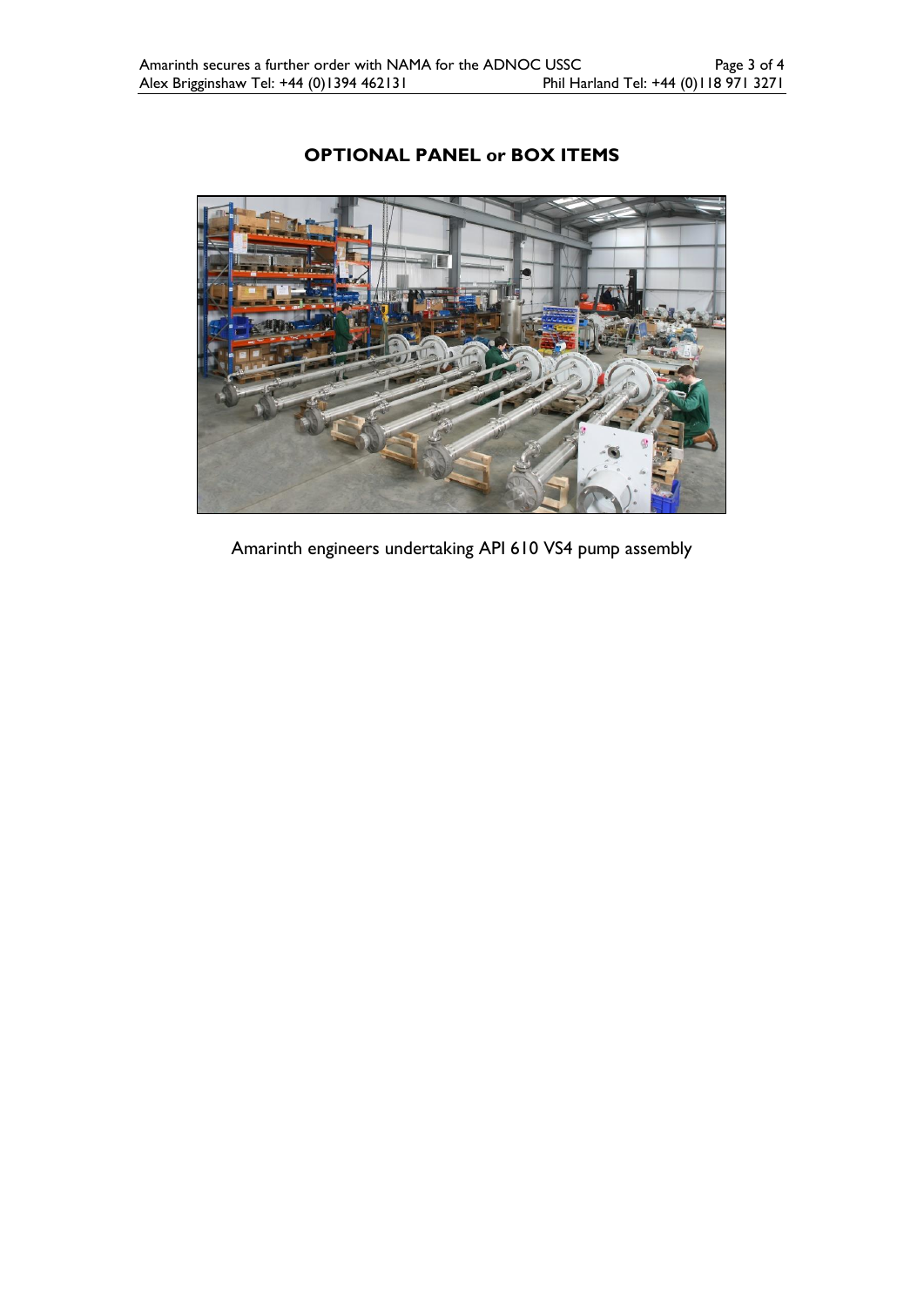## OPTIONAL PANEL or BOX ITEMS

Amarinth engineers undertaking API 610 VS4 pump assembly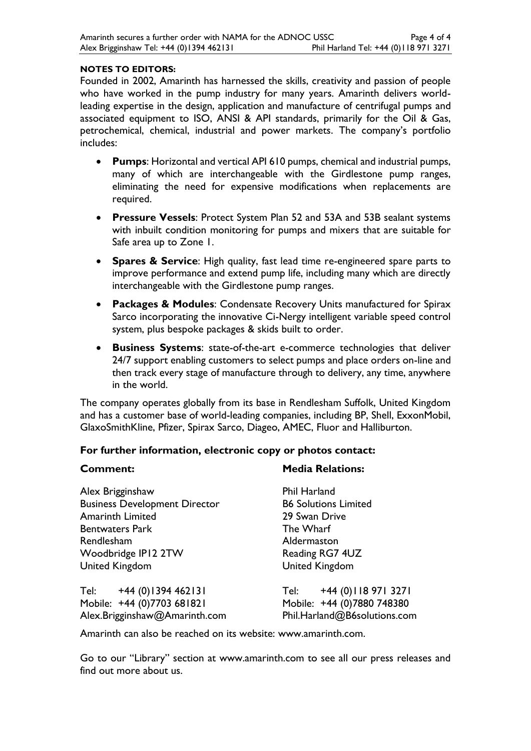**NOTES TO EDITORS:**

Founded in 2002, Amarinth has harnessed the skills, creativity and passion of people who have worked in the pump industry for many years. Amarinth delivers world-leading expertise in the design, application and manufacture of centrifugal pumps and associated equipment to ISO, ANSI & API standards, primarily for the Oil & Gas, petrochemical, chemical, industrial and power markets. The company's portfolio includes:

- **Pumps**: Horizontal and vertical API 610 pumps, chemical and industrial pumps, many of which are interchangeable with the Girdlestone pump ranges, eliminating the need for expensive modifications when replacements are required.
- **Pressure Vessels**: Protect System Plan 52 and 53A and 53B sealant systems with inbuilt condition monitoring for pumps and mixers that are suitable for Safe area up to Zone 1.
- **Spares & Service**: High quality, fast lead time re-engineered spare parts to improve performance and extend pump life, including many which are directly interchangeable with the Girdlestone pump ranges.
- **Packages & Modules**: Condensate Recovery Units manufactured for Spirax Sarco incorporating the innovative Ci-Nergy intelligent variable speed control system, plus bespoke packages & skids built to order.
- **Business Systems**: state-of-the-art e-commerce technologies that deliver 24/7 support enabling customers to select pumps and place orders on-line and then track every stage of manufacture through to delivery, any time, anywhere in the world.

The company operates globally from its base in Rendlesham Suffolk, United Kingdom and has a customer base of world-leading companies, including BP, Shell, ExxonMobil, GlaxoSmithKline, Pfizer, Spirax Sarco, Diageo, AMEC, Fluor and Halliburton.

**For further information, electronic copy or photos contact:**

**Comment:**

Alex Brigginshaw
Business Development Director
Amarinth Limited
Bentwaters Park
Rendlesham
Woodbridge IP12 2TW
United Kingdom

Tel: +44 (0)1394 462131
Mobile: +44 (0)7703 681821
Alex.Brigginshaw@Amarinth.com

**Media Relations:**

Phil Harland
B6 Solutions Limited
29 Swan Drive
The Wharf
Aldermaston
Reading RG7 4UZ
United Kingdom

Tel: +44 (0)118 971 3271
Mobile: +44 (0)7880 748380
Phil.Harland@B6solutions.com

Amarinth can also be reached on its website: www.amarinth.com.

Go to our "Library" section at www.amarinth.com to see all our press releases and find out more about us.